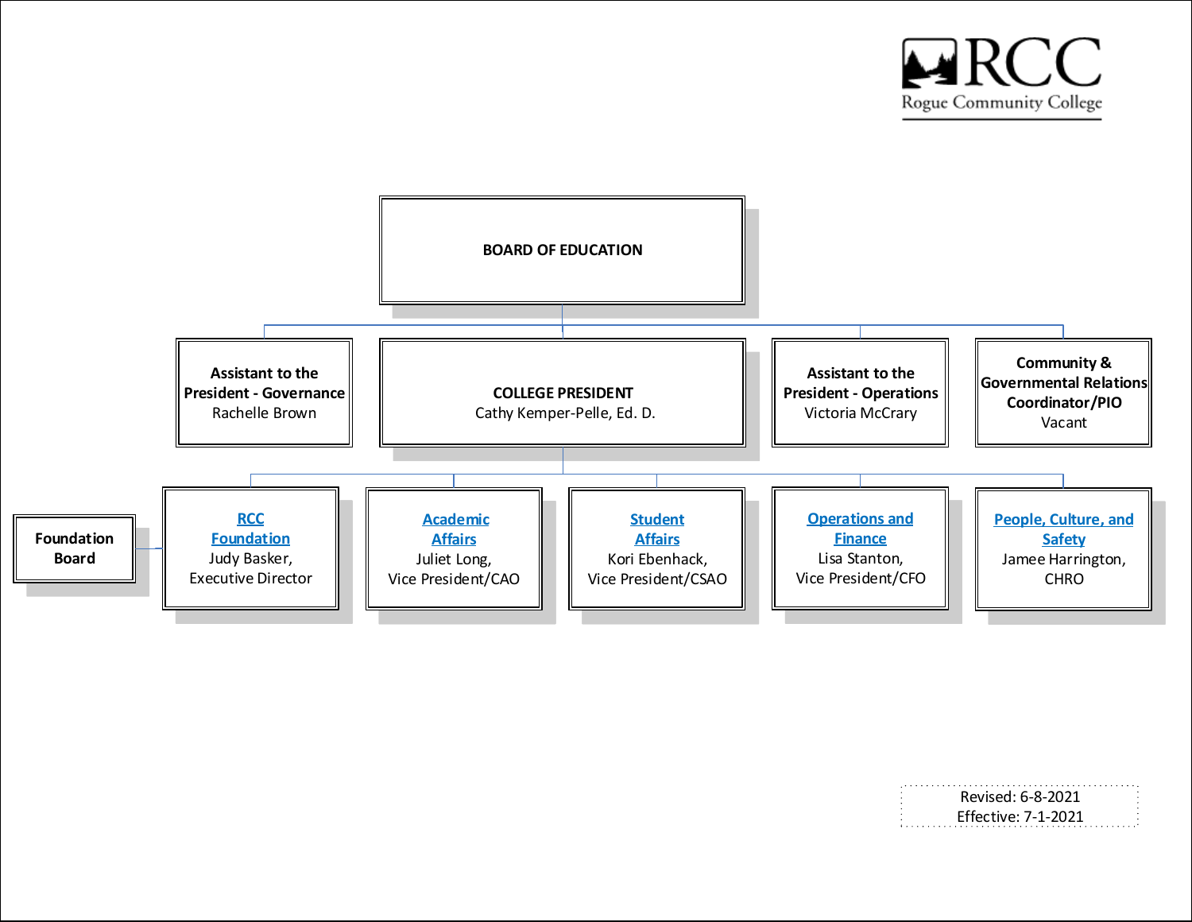RCC
Rogue Community College

**BOARD OF EDUCATION**

- **Assistant to the President - Governance**
  Rachelle Brown
- **COLLEGE PRESIDENT**
  Cathy Kemper-Pelle, Ed. D.
- **Assistant to the President - Operations**
  Victoria McCrary
- **Community & Governmental Relations Coordinator/PIO**
  Vacant

Reporting to the College President:

- **RCC Foundation**
  Judy Basker,
  Executive Director
  - **Foundation Board**
- **Academic Affairs**
  Juliet Long,
  Vice President/CAO
- **Student Affairs**
  Kori Ebenhack,
  Vice President/CSAO
- **Operations and Finance**
  Lisa Stanton,
  Vice President/CFO
- **People, Culture, and Safety**
  Jamee Harrington,
  CHRO

Revised: 6-8-2021
Effective: 7-1-2021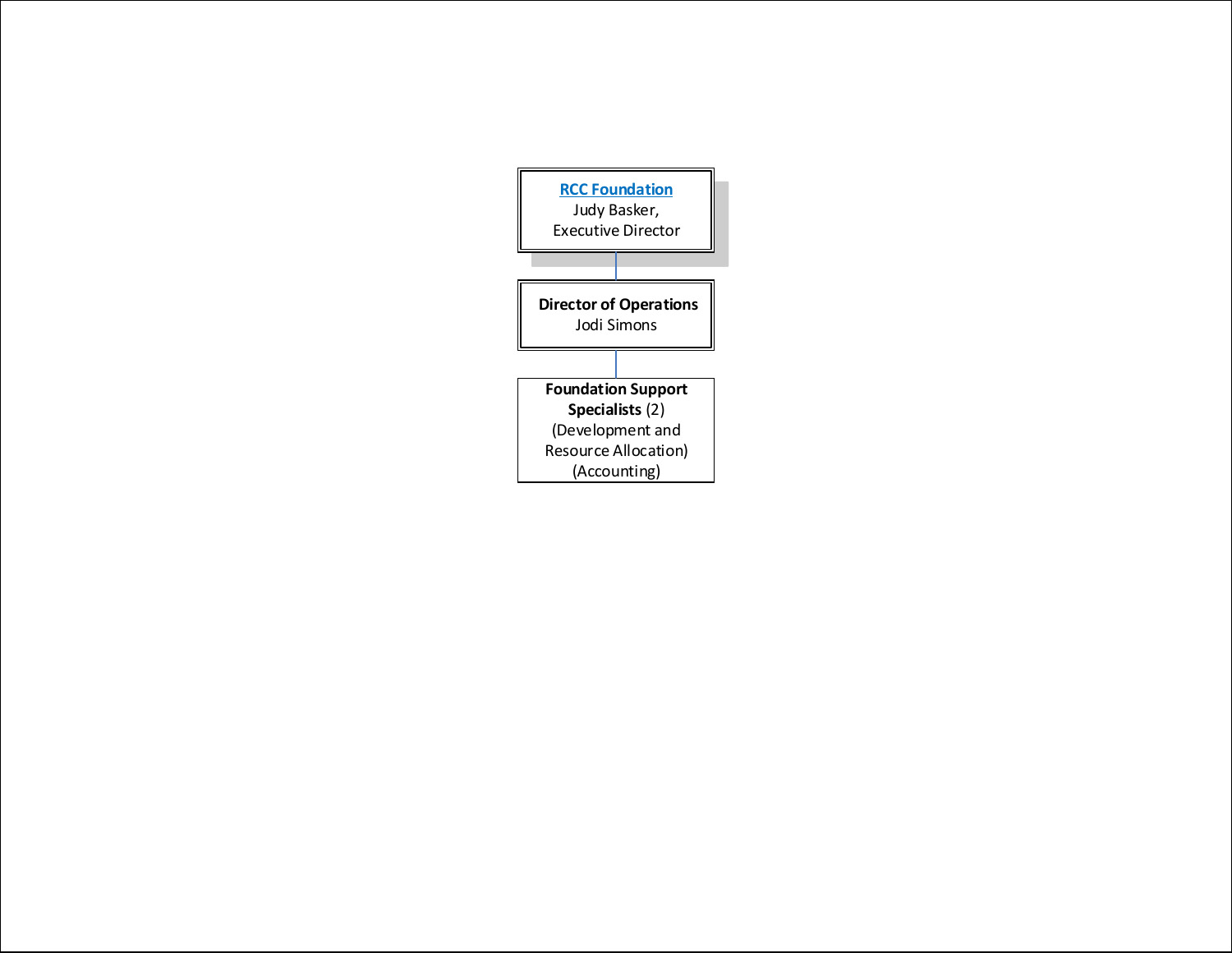**RCC Foundation**
Judy Basker,
Executive Director

**Director of Operations**
Jodi Simons

**Foundation Support Specialists** (2)
(Development and Resource Allocation)
(Accounting)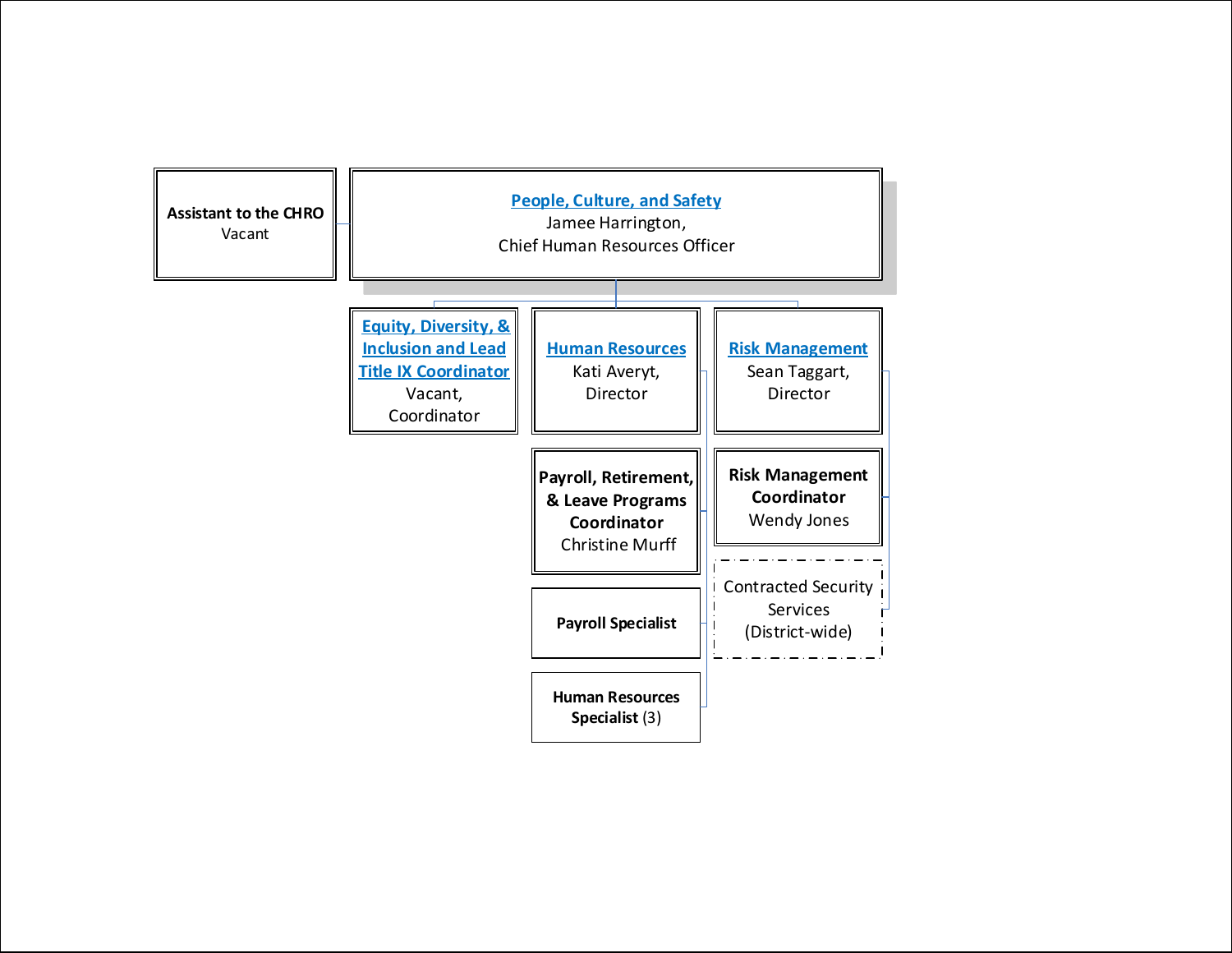**Assistant to the CHRO**
Vacant

**People, Culture, and Safety**
Jamee Harrington,
Chief Human Resources Officer

**Equity, Diversity, & Inclusion and Lead Title IX Coordinator**
Vacant,
Coordinator

**Human Resources**
Kati Averyt,
Director

- **Payroll, Retirement, & Leave Programs Coordinator**
  Christine Murff
- **Payroll Specialist**
- **Human Resources Specialist** (3)

**Risk Management**
Sean Taggart,
Director

- **Risk Management Coordinator**
  Wendy Jones
- Contracted Security Services (District-wide)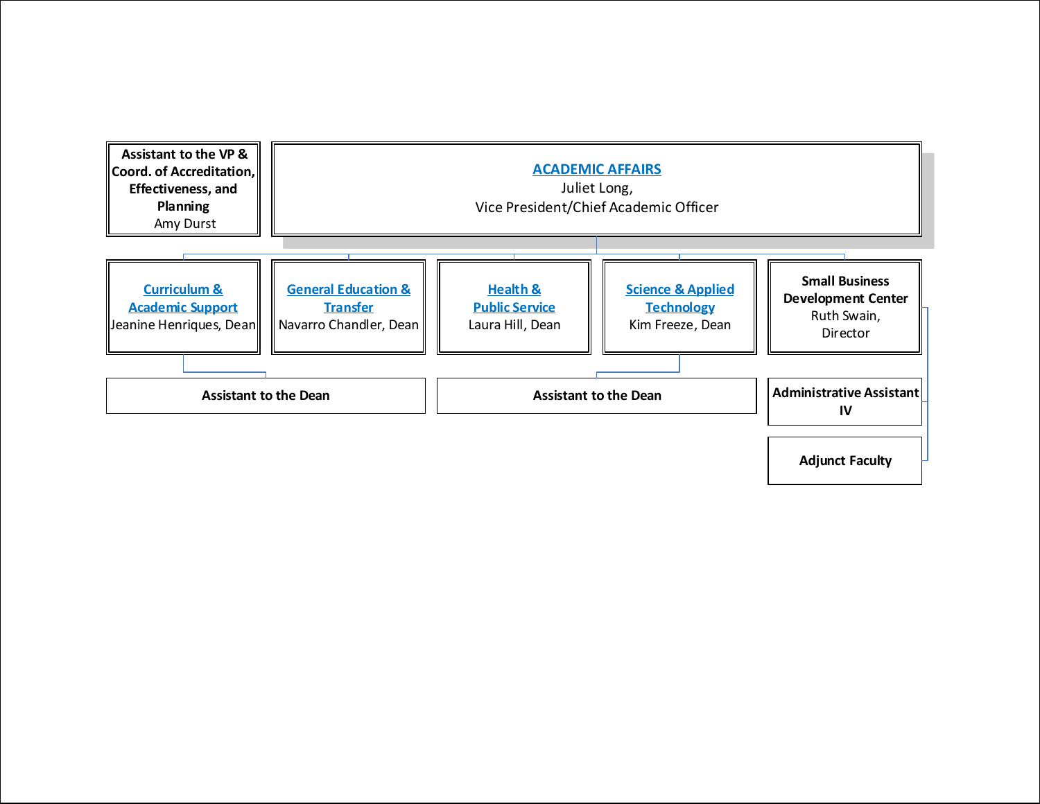**Assistant to the VP & Coord. of Accreditation, Effectiveness, and Planning**
Amy Durst

**ACADEMIC AFFAIRS**
Juliet Long,
Vice President/Chief Academic Officer

**Curriculum & Academic Support**
Jeanine Henriques, Dean

**General Education & Transfer**
Navarro Chandler, Dean

**Health & Public Service**
Laura Hill, Dean

**Science & Applied Technology**
Kim Freeze, Dean

**Small Business Development Center**
Ruth Swain,
Director

**Assistant to the Dean**

**Assistant to the Dean**

**Administrative Assistant IV**

**Adjunct Faculty**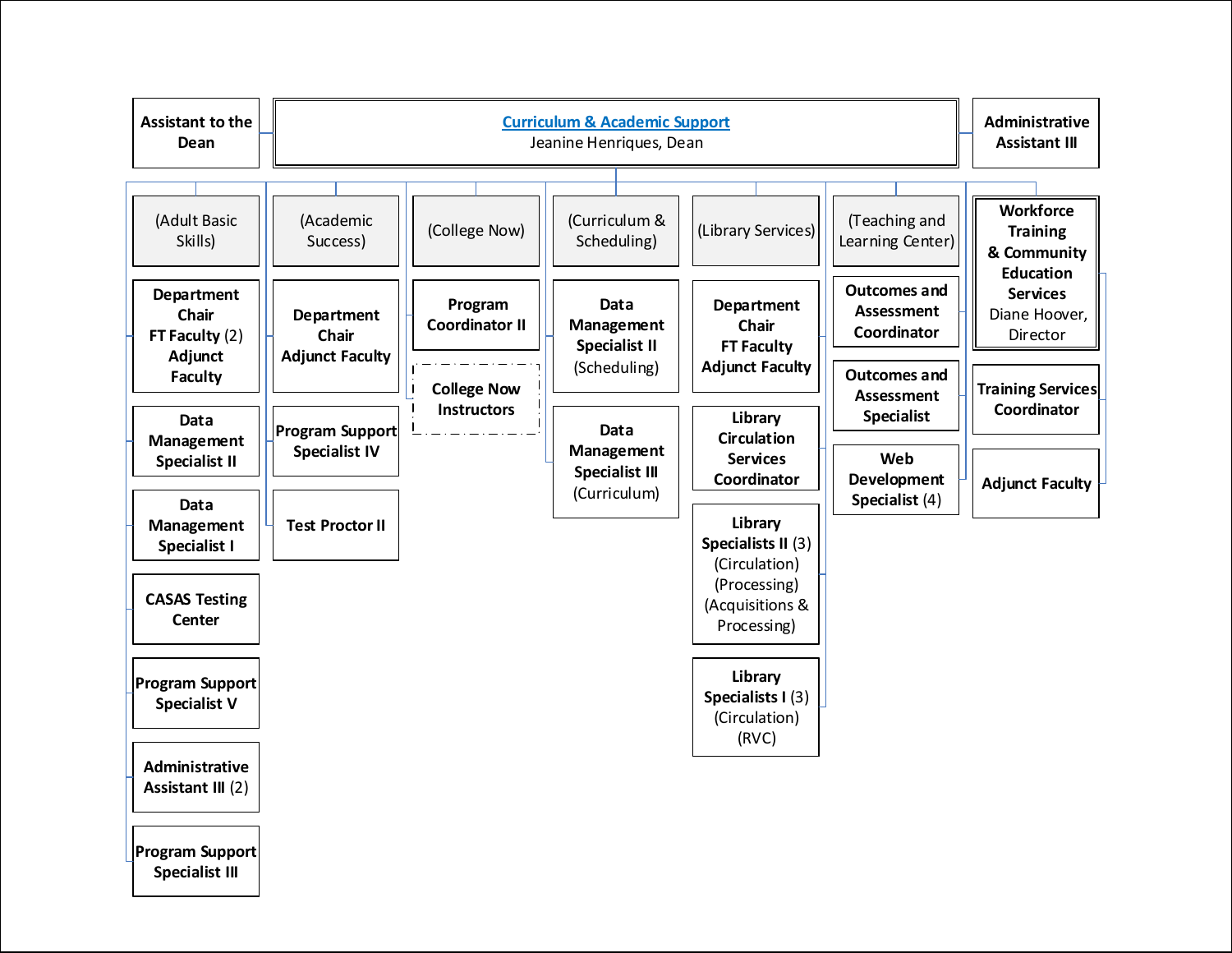# Curriculum & Academic Support

Jeanine Henriques, Dean

- Assistant to the Dean
- Administrative Assistant III

## (Adult Basic Skills)

- Department Chair, FT Faculty (2), Adjunct Faculty
- Data Management Specialist II
- Data Management Specialist I
- CASAS Testing Center
- Program Support Specialist V
- Administrative Assistant III (2)
- Program Support Specialist III

## (Academic Success)

- Department Chair, Adjunct Faculty
- Program Support Specialist IV
- Test Proctor II

## (College Now)

- Program Coordinator II
- College Now Instructors

## (Curriculum & Scheduling)

- Data Management Specialist II (Scheduling)
- Data Management Specialist III (Curriculum)

## (Library Services)

- Department Chair, FT Faculty, Adjunct Faculty
- Library Circulation Services Coordinator
- Library Specialists II (3) (Circulation) (Processing) (Acquisitions & Processing)
- Library Specialists I (3) (Circulation) (RVC)

## (Teaching and Learning Center)

- Outcomes and Assessment Coordinator
- Outcomes and Assessment Specialist
- Web Development Specialist (4)

## Workforce Training & Community Education Services

Diane Hoover, Director

- Training Services Coordinator
- Adjunct Faculty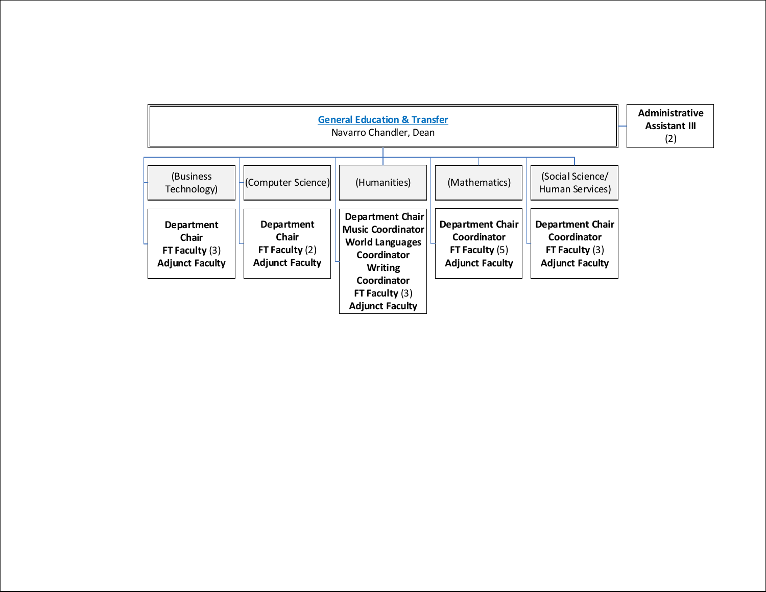**General Education & Transfer**
Navarro Chandler, Dean

**Administrative Assistant III** (2)

| (Business Technology) | (Computer Science) | (Humanities) | (Mathematics) | (Social Science/ Human Services) |
|---|---|---|---|---|
| **Department Chair**<br>**FT Faculty** (3)<br>**Adjunct Faculty** | **Department Chair**<br>**FT Faculty** (2)<br>**Adjunct Faculty** | **Department Chair**<br>**Music Coordinator**<br>**World Languages Coordinator**<br>**Writing Coordinator**<br>**FT Faculty** (3)<br>**Adjunct Faculty** | **Department Chair**<br>**Coordinator**<br>**FT Faculty** (5)<br>**Adjunct Faculty** | **Department Chair**<br>**Coordinator**<br>**FT Faculty** (3)<br>**Adjunct Faculty** |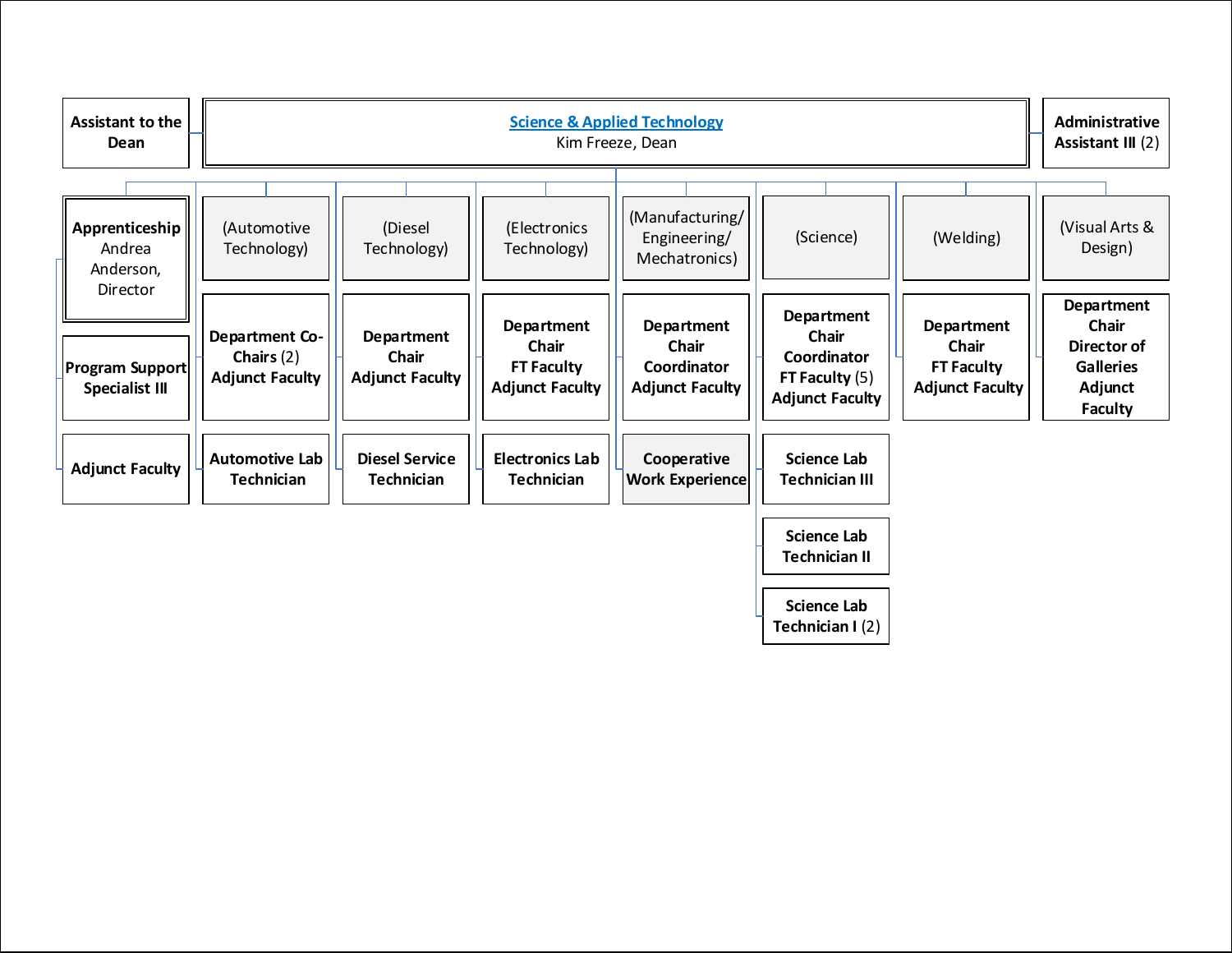# Science & Applied Technology

Kim Freeze, Dean

- Assistant to the Dean
- Administrative Assistant III (2)

## Apprenticeship
Andrea Anderson, Director
- Program Support Specialist III
- Adjunct Faculty

## (Automotive Technology)
- Department Co-Chairs (2)
- Adjunct Faculty
- Automotive Lab Technician

## (Diesel Technology)
- Department Chair
- Adjunct Faculty
- Diesel Service Technician

## (Electronics Technology)
- Department Chair
- FT Faculty
- Adjunct Faculty
- Electronics Lab Technician

## (Manufacturing/ Engineering/ Mechatronics)
- Department Chair
- Coordinator
- Adjunct Faculty
- Cooperative Work Experience

## (Science)
- Department Chair
- Coordinator
- FT Faculty (5)
- Adjunct Faculty
- Science Lab Technician III
- Science Lab Technician II
- Science Lab Technician I (2)

## (Welding)
- Department Chair
- FT Faculty
- Adjunct Faculty

## (Visual Arts & Design)
- Department Chair
- Director of Galleries
- Adjunct Faculty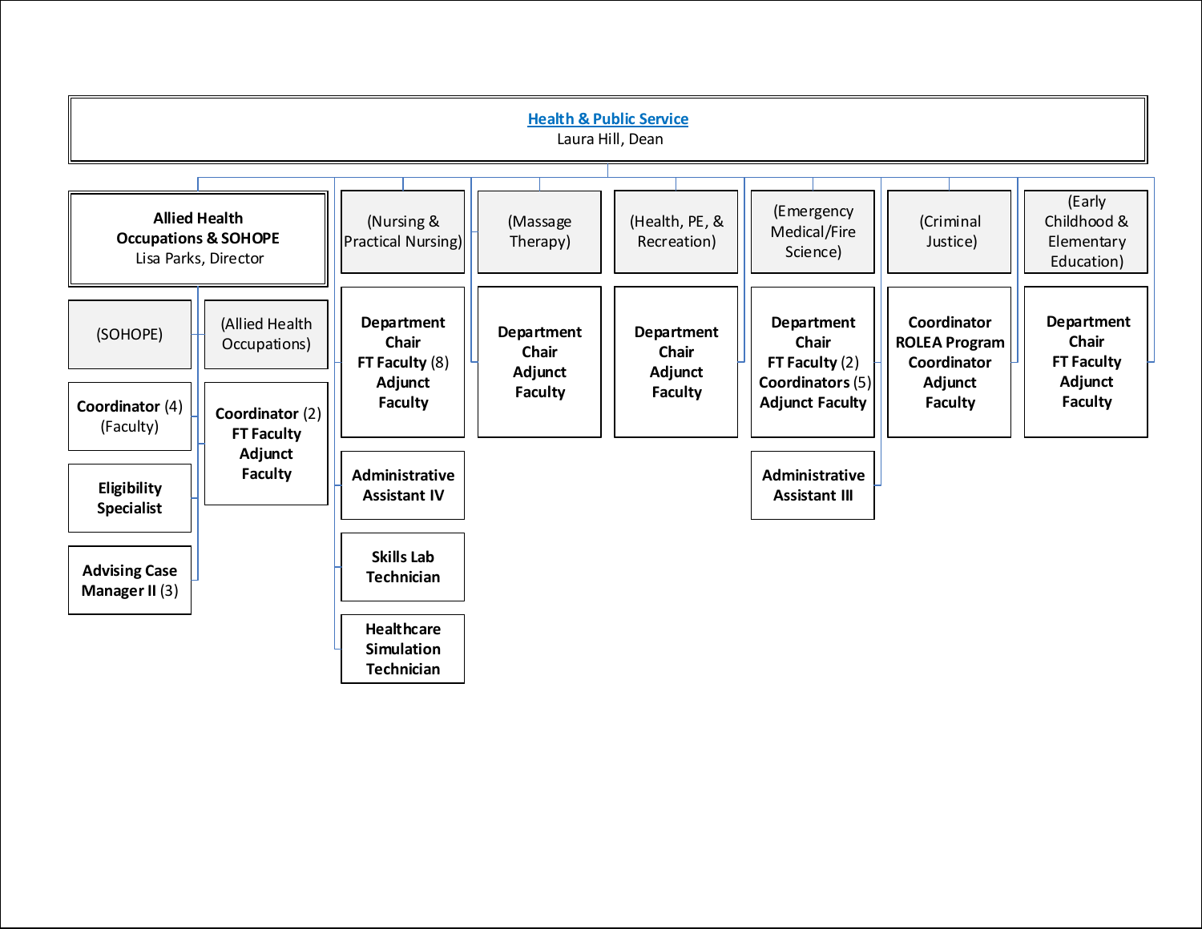# Health & Public Service

Laura Hill, Dean

## Allied Health Occupations & SOHOPE

Lisa Parks, Director

- (SOHOPE)
  - **Coordinator** (4) (Faculty)
  - **Eligibility Specialist**
  - **Advising Case Manager II** (3)
- (Allied Health Occupations)
  - **Coordinator** (2)
  - **FT Faculty**
  - **Adjunct Faculty**

## (Nursing & Practical Nursing)

- **Department Chair**
- **FT Faculty** (8)
- **Adjunct Faculty**
- **Administrative Assistant IV**
- **Skills Lab Technician**
- **Healthcare Simulation Technician**

## (Massage Therapy)

- **Department Chair**
- **Adjunct Faculty**

## (Health, PE, & Recreation)

- **Department Chair**
- **Adjunct Faculty**

## (Emergency Medical/Fire Science)

- **Department Chair**
- **FT Faculty** (2)
- **Coordinators** (5)
- **Adjunct Faculty**
- **Administrative Assistant III**

## (Criminal Justice)

- **Coordinator**
- **ROLEA Program Coordinator**
- **Adjunct Faculty**

## (Early Childhood & Elementary Education)

- **Department Chair**
- **FT Faculty**
- **Adjunct Faculty**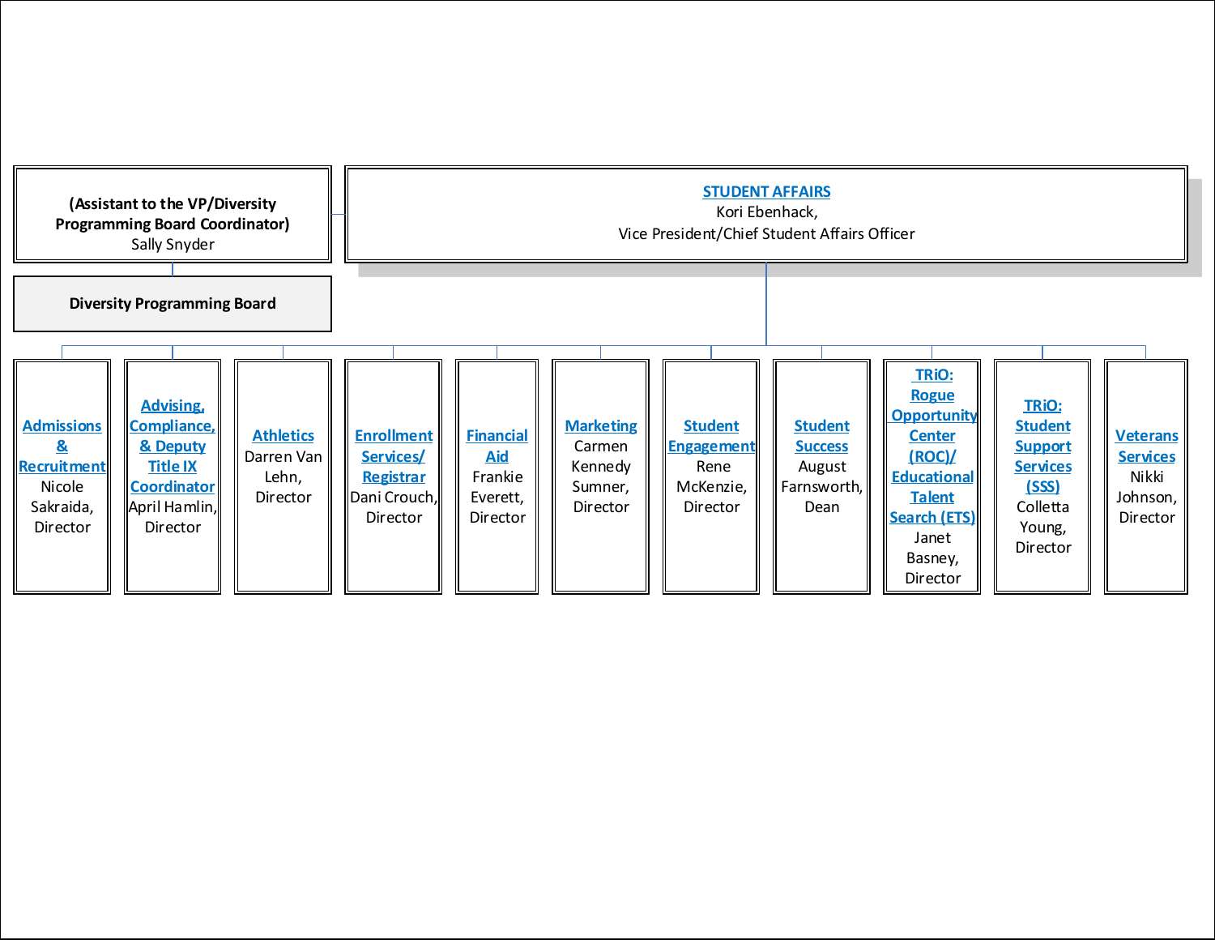**(Assistant to the VP/Diversity Programming Board Coordinator)**
Sally Snyder

**Diversity Programming Board**

**STUDENT AFFAIRS**
Kori Ebenhack,
Vice President/Chief Student Affairs Officer

- **Admissions & Recruitment**
  Nicole Sakraida, Director
- **Advising, Compliance, & Deputy Title IX Coordinator**
  April Hamlin, Director
- **Athletics**
  Darren Van Lehn, Director
- **Enrollment Services/ Registrar**
  Dani Crouch, Director
- **Financial Aid**
  Frankie Everett, Director
- **Marketing**
  Carmen Kennedy Sumner, Director
- **Student Engagement**
  Rene McKenzie, Director
- **Student Success**
  August Farnsworth, Dean
- **TRiO: Rogue Opportunity Center (ROC)/ Educational Talent Search (ETS)**
  Janet Basney, Director
- **TRiO: Student Support Services (SSS)**
  Colletta Young, Director
- **Veterans Services**
  Nikki Johnson, Director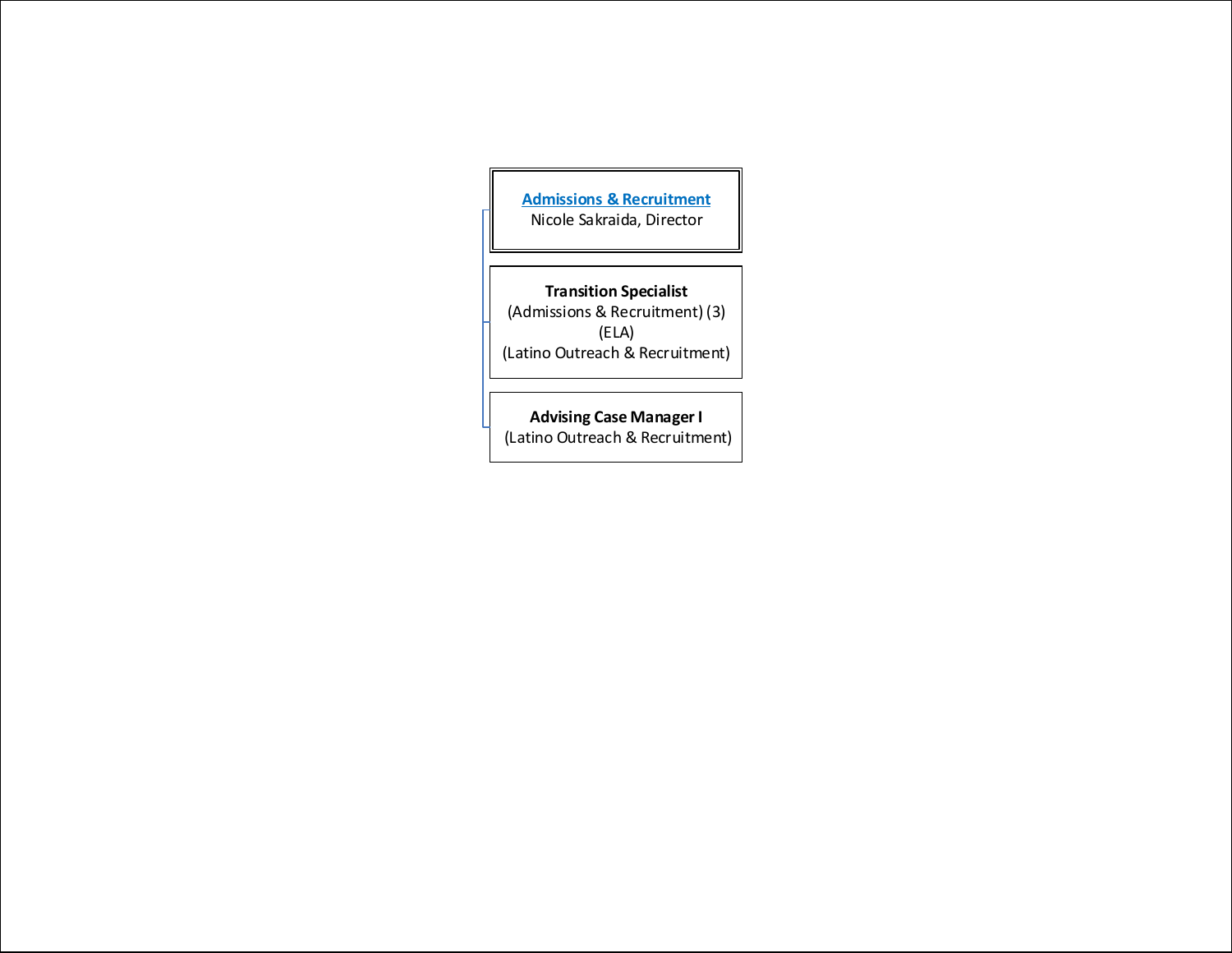**[Admissions & Recruitment](#)**
Nicole Sakraida, Director

**Transition Specialist**
(Admissions & Recruitment) (3)
(ELA)
(Latino Outreach & Recruitment)

**Advising Case Manager I**
(Latino Outreach & Recruitment)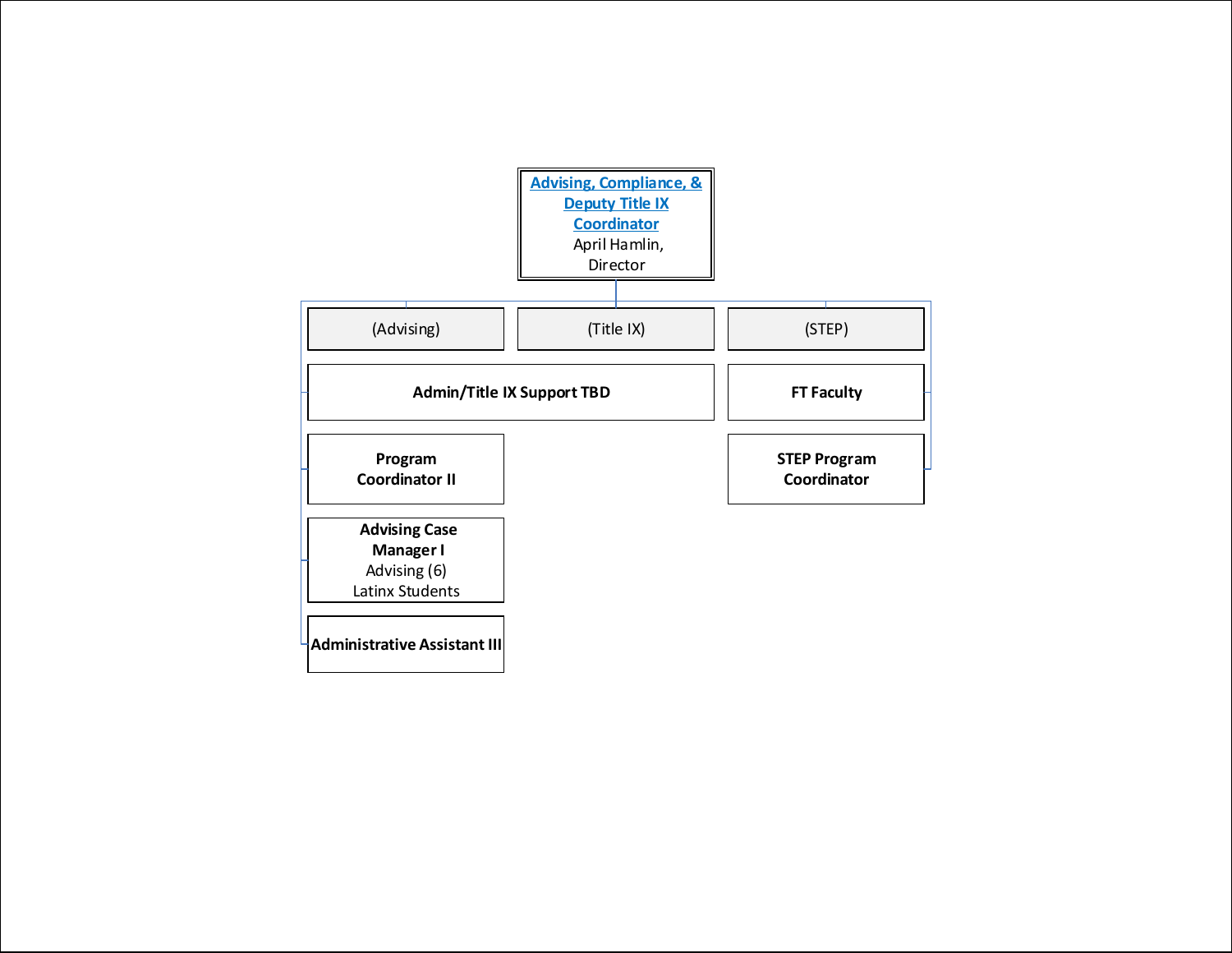**[Advising, Compliance, & Deputy Title IX Coordinator](#)**
April Hamlin, Director

- (Advising)
- (Title IX)
- (STEP)

- **Admin/Title IX Support TBD**
- **Program Coordinator II**
- **Advising Case Manager I**
  Advising (6)
  Latinx Students
- **Administrative Assistant III**

- **FT Faculty**
- **STEP Program Coordinator**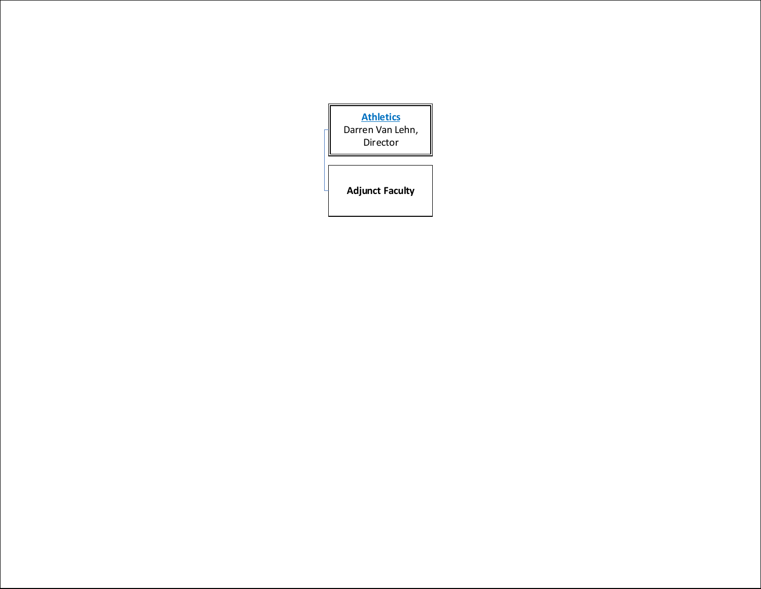**[Athletics](#)**
Darren Van Lehn,
Director

**Adjunct Faculty**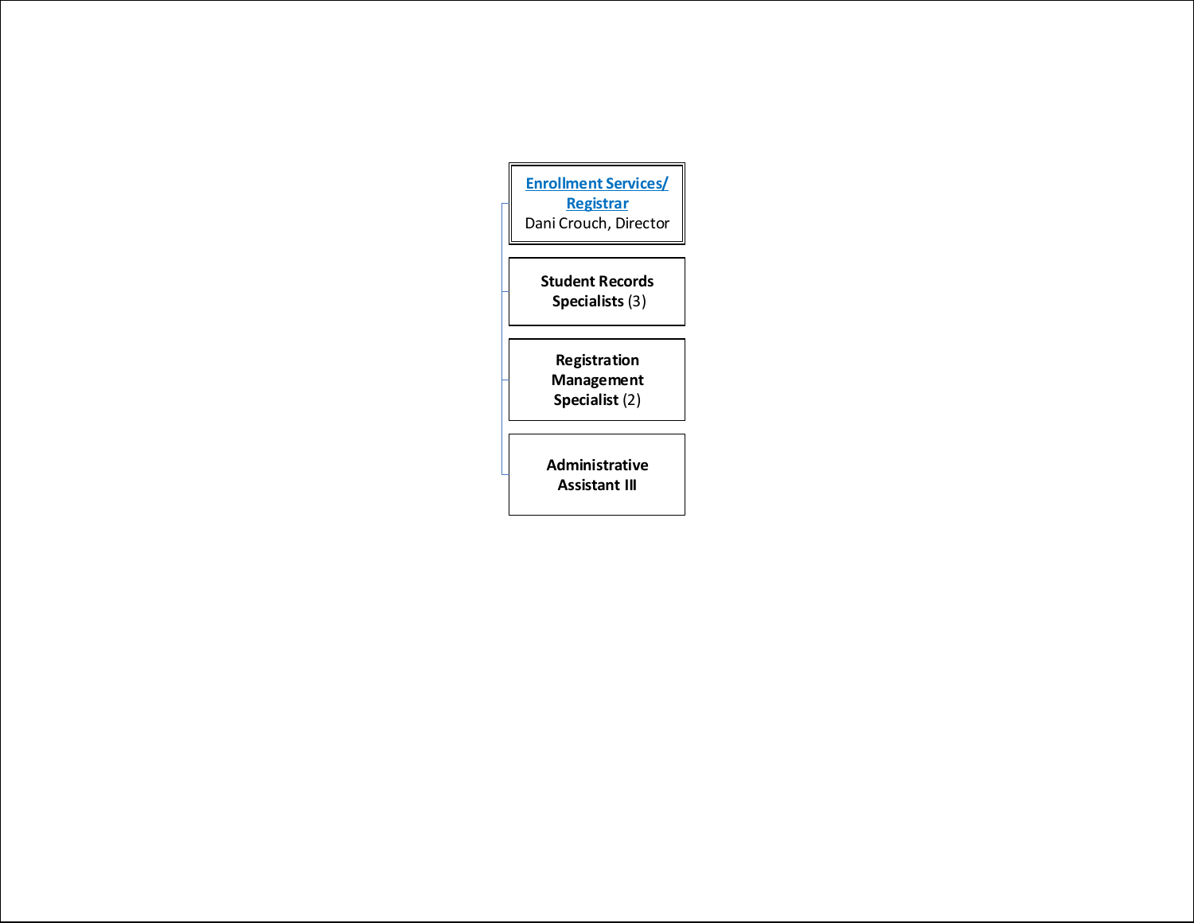**[Enrollment Services/ Registrar](#)**
Dani Crouch, Director

- **Student Records Specialists** (3)
- **Registration Management Specialist** (2)
- **Administrative Assistant III**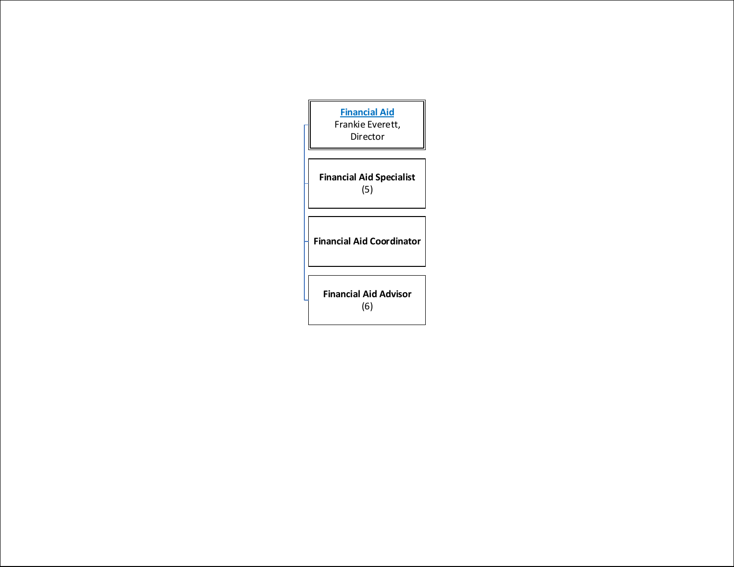**Financial Aid**
Frankie Everett,
Director

- **Financial Aid Specialist** (5)
- **Financial Aid Coordinator**
- **Financial Aid Advisor** (6)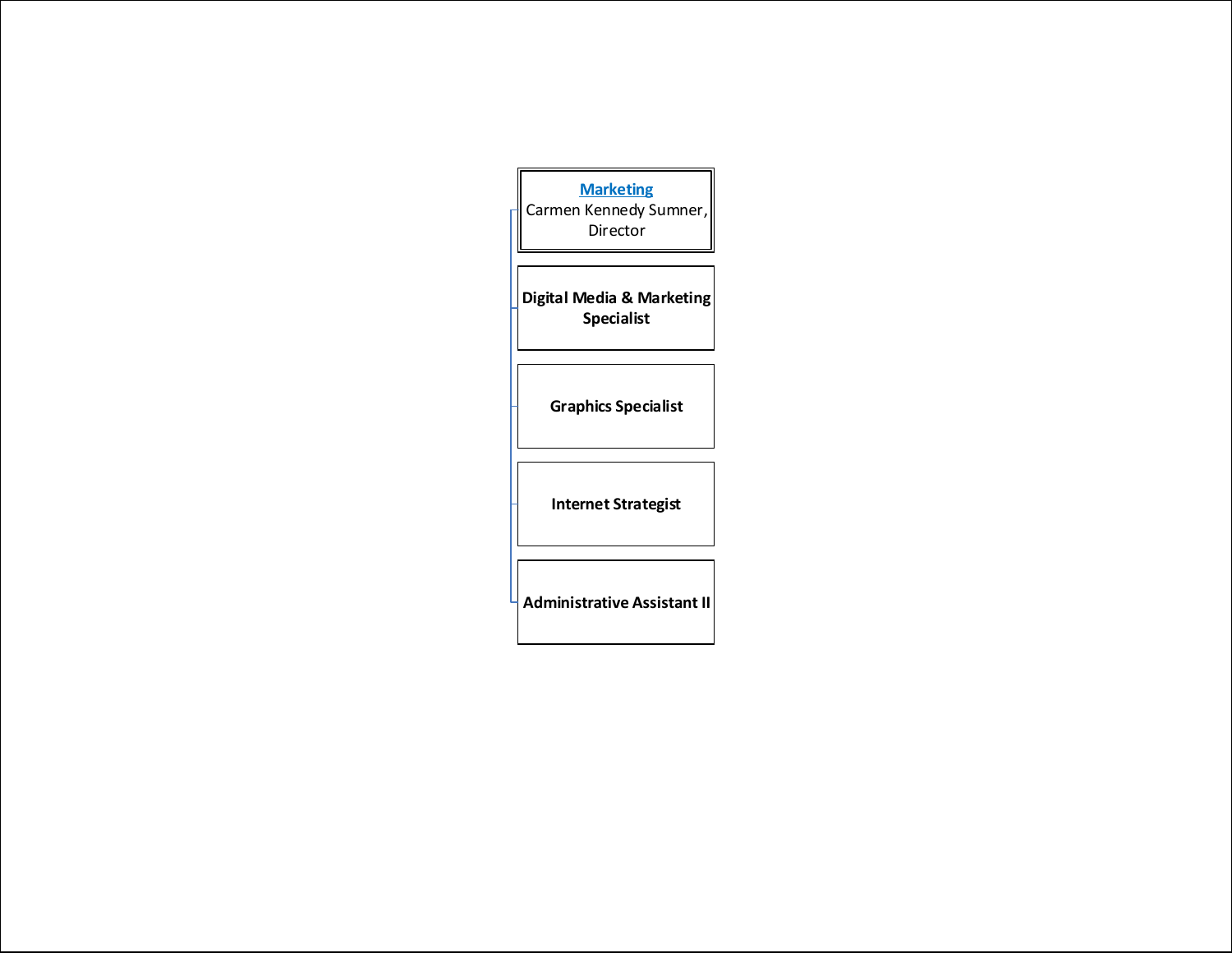**Marketing**
Carmen Kennedy Sumner, Director

- **Digital Media & Marketing Specialist**
- **Graphics Specialist**
- **Internet Strategist**
- **Administrative Assistant II**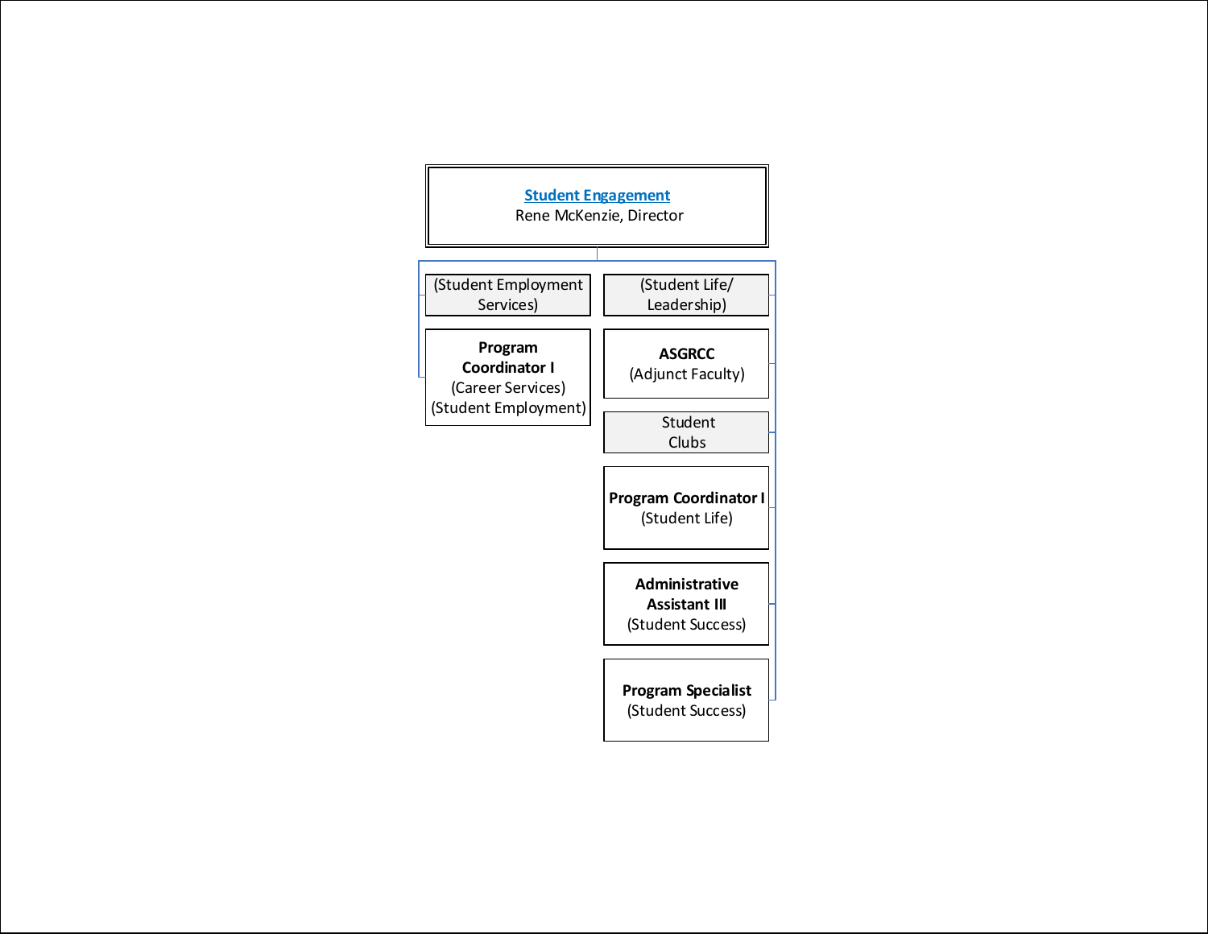# Student Engagement

Rene McKenzie, Director

- (Student Employment Services)
  - **Program Coordinator I** (Career Services) (Student Employment)
- (Student Life/ Leadership)
  - **ASGRCC** (Adjunct Faculty)
  - Student Clubs
  - **Program Coordinator I** (Student Life)
  - **Administrative Assistant III** (Student Success)
  - **Program Specialist** (Student Success)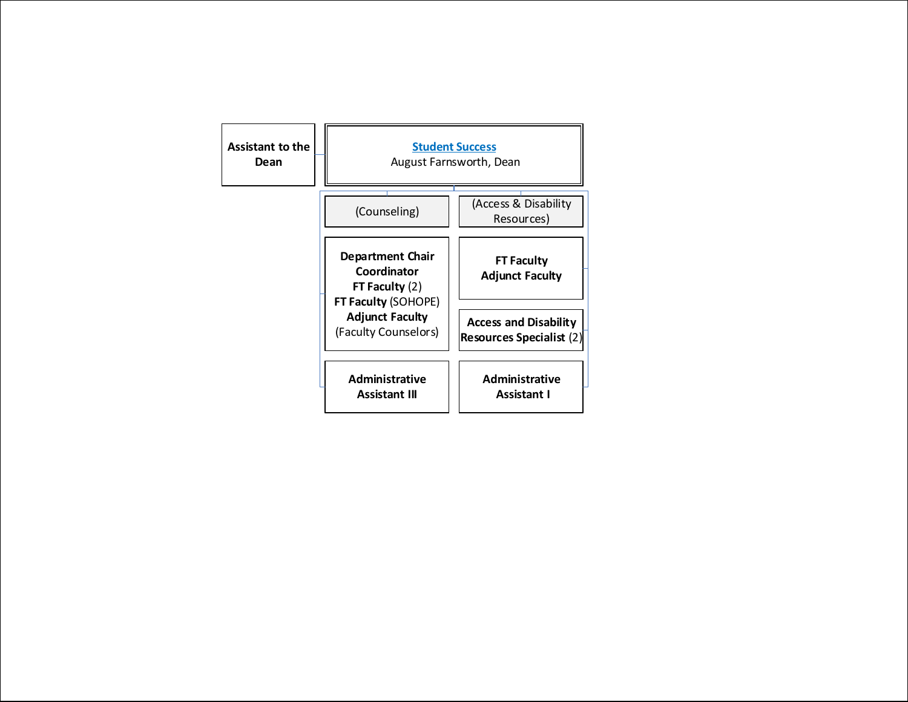**Assistant to the Dean**

## [Student Success]

August Farnsworth, Dean

| (Counseling) | (Access & Disability Resources) |
|---|---|
| **Department Chair**<br>**Coordinator**<br>**FT Faculty** (2)<br>**FT Faculty** (SOHOPE)<br>**Adjunct Faculty**<br>(Faculty Counselors) | **FT Faculty**<br>**Adjunct Faculty** |
| | **Access and Disability Resources Specialist** (2) |
| **Administrative Assistant III** | **Administrative Assistant I** |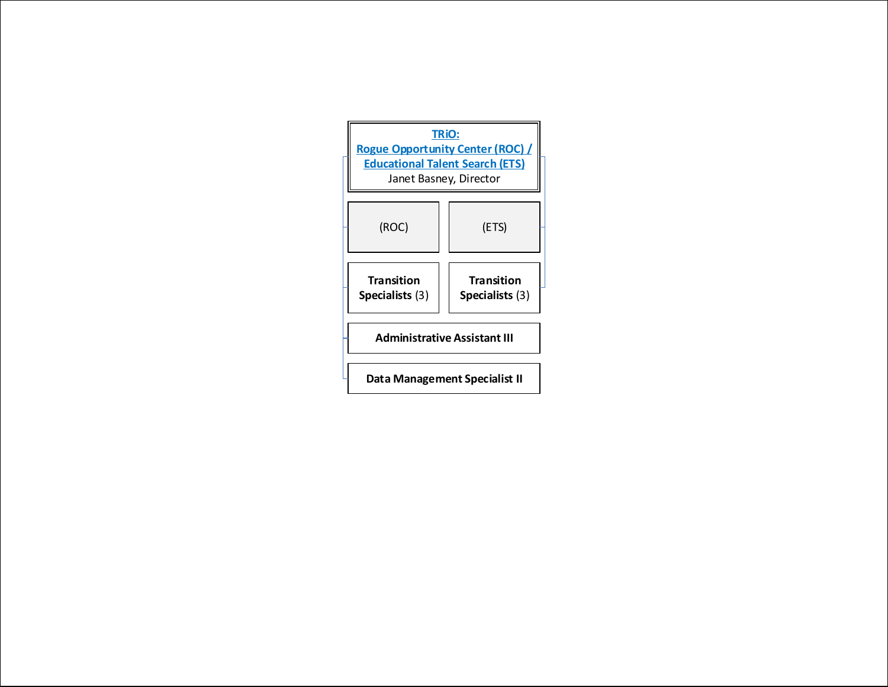**TRiO:**
**Rogue Opportunity Center (ROC) / Educational Talent Search (ETS)**
Janet Basney, Director

| (ROC) | (ETS) |
|---|---|
| **Transition Specialists** (3) | **Transition Specialists** (3) |

**Administrative Assistant III**

**Data Management Specialist II**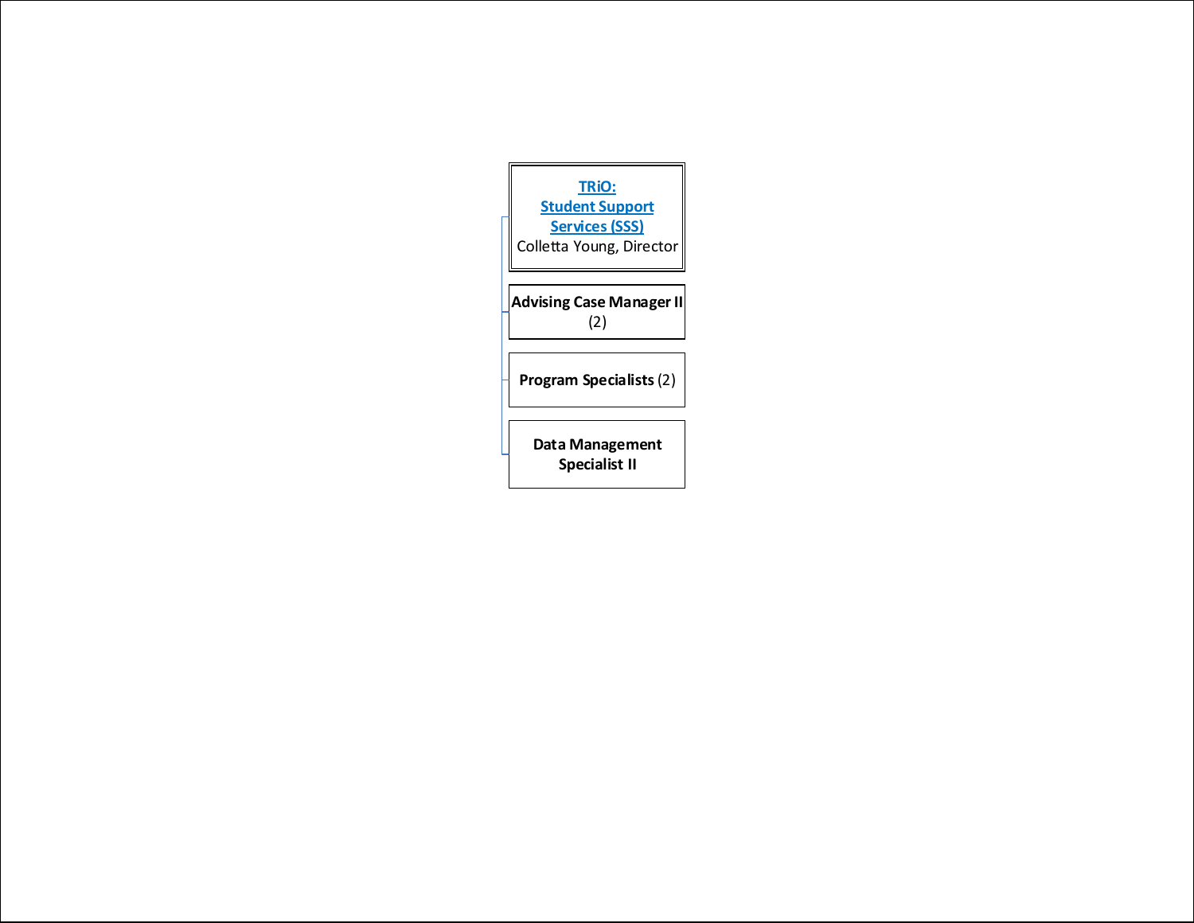**[TRiO: Student Support Services (SSS)]()**
Colletta Young, Director

- **Advising Case Manager II** (2)
- **Program Specialists** (2)
- **Data Management Specialist II**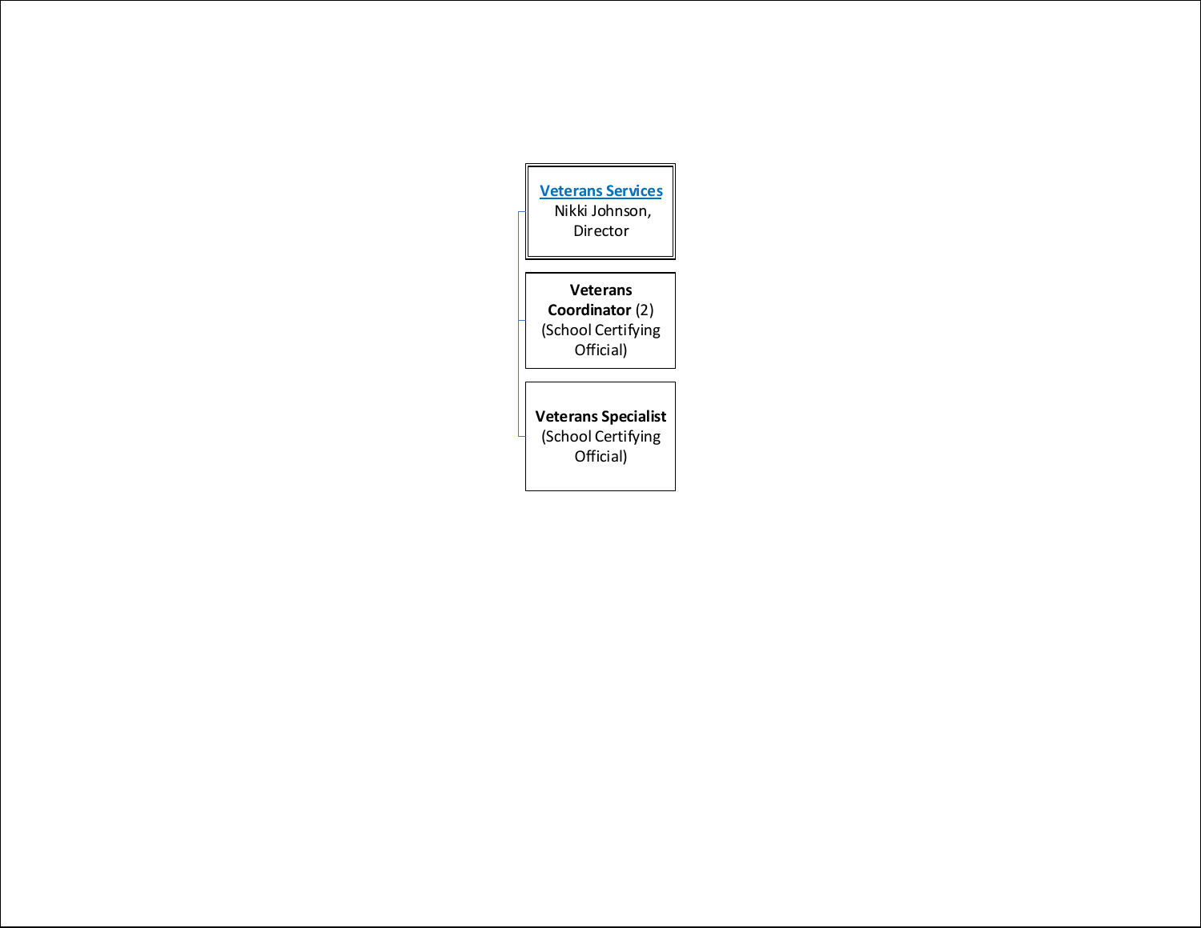[Veterans Services]
Nikki Johnson,
Director

**Veterans Coordinator** (2)
(School Certifying Official)

**Veterans Specialist**
(School Certifying Official)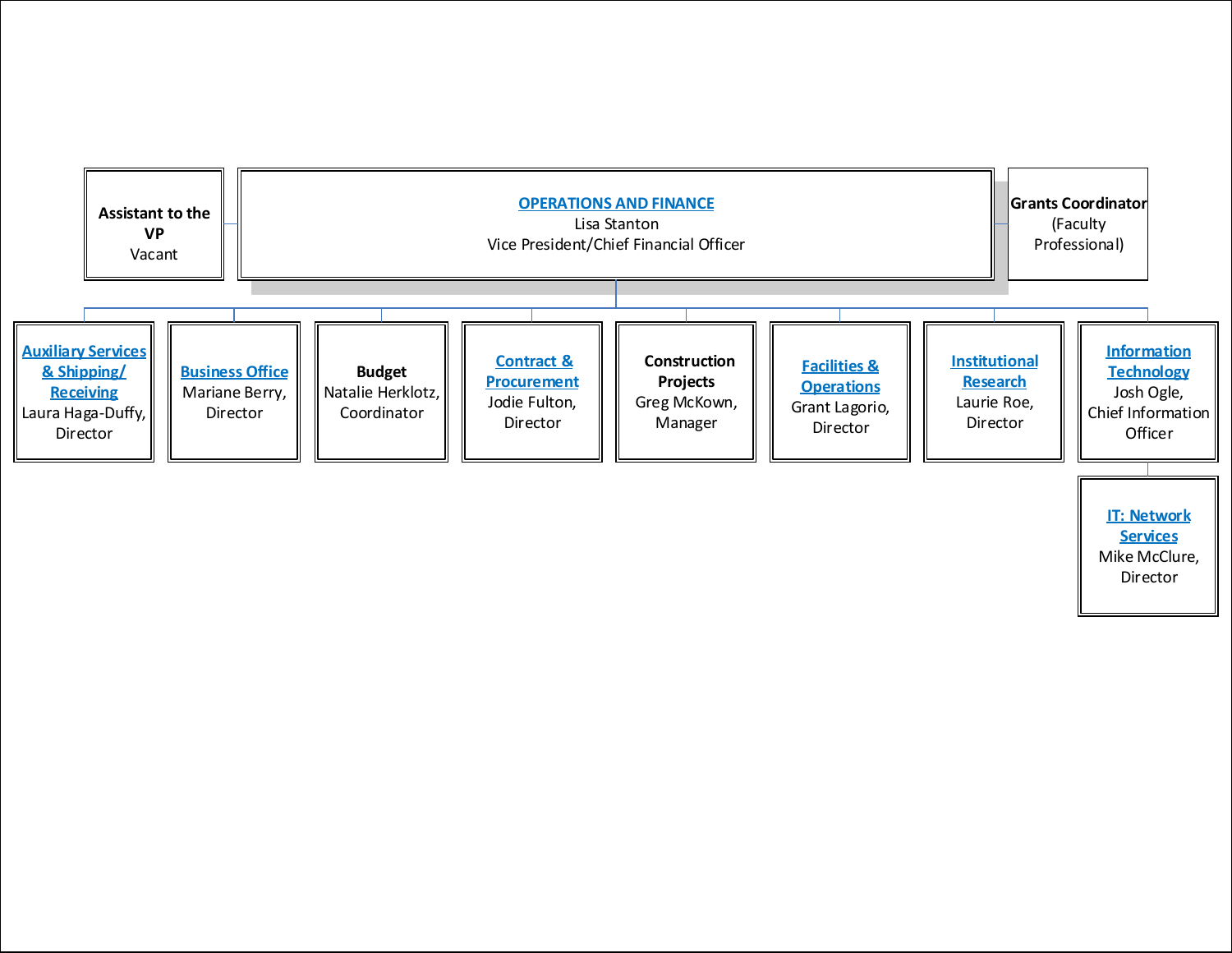**OPERATIONS AND FINANCE**
Lisa Stanton
Vice President/Chief Financial Officer

- **Assistant to the VP** — Vacant
- **Grants Coordinator** — (Faculty Professional)

Reporting units:

- **Auxiliary Services & Shipping/ Receiving** — Laura Haga-Duffy, Director
- **Business Office** — Mariane Berry, Director
- **Budget** — Natalie Herklotz, Coordinator
- **Contract & Procurement** — Jodie Fulton, Director
- **Construction Projects** — Greg McKown, Manager
- **Facilities & Operations** — Grant Lagorio, Director
- **Institutional Research** — Laurie Roe, Director
- **Information Technology** — Josh Ogle, Chief Information Officer
  - **IT: Network Services** — Mike McClure, Director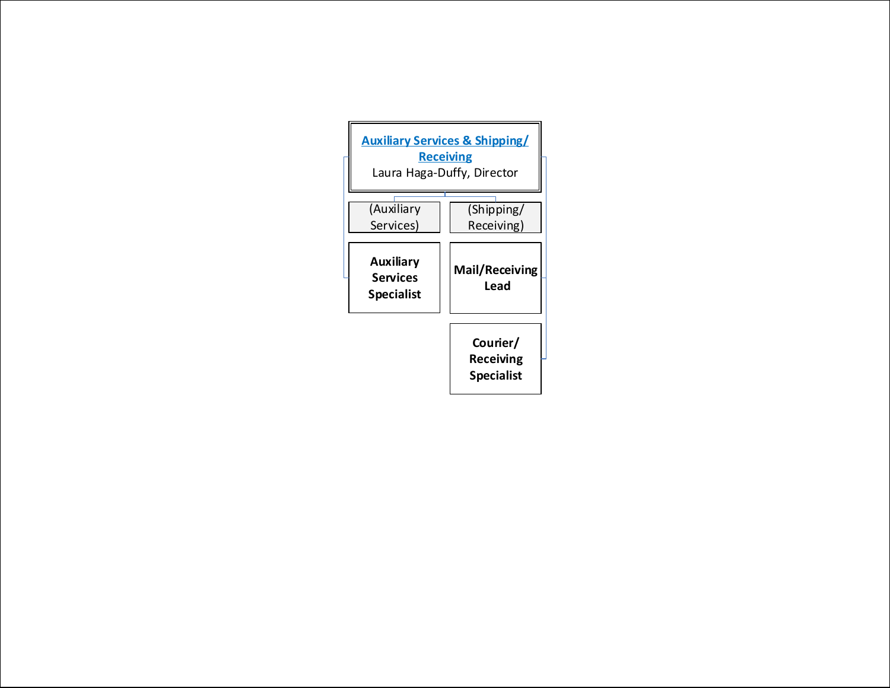**[Auxiliary Services & Shipping/ Receiving]**

Laura Haga-Duffy, Director

- (Auxiliary Services)
  - **Auxiliary Services Specialist**
- (Shipping/ Receiving)
  - **Mail/Receiving Lead**
  - **Courier/ Receiving Specialist**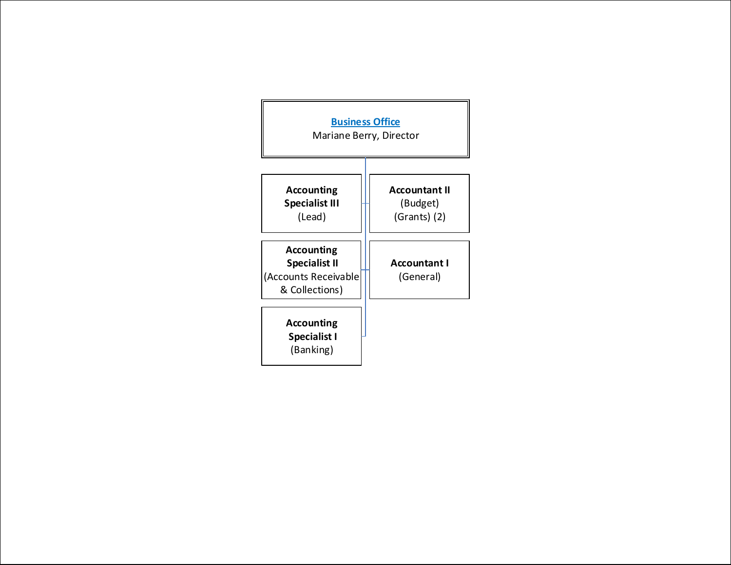**Business Office**
Mariane Berry, Director

- **Accounting Specialist III** (Lead)
- **Accountant II** (Budget) (Grants) (2)
- **Accounting Specialist II** (Accounts Receivable & Collections)
- **Accountant I** (General)
- **Accounting Specialist I** (Banking)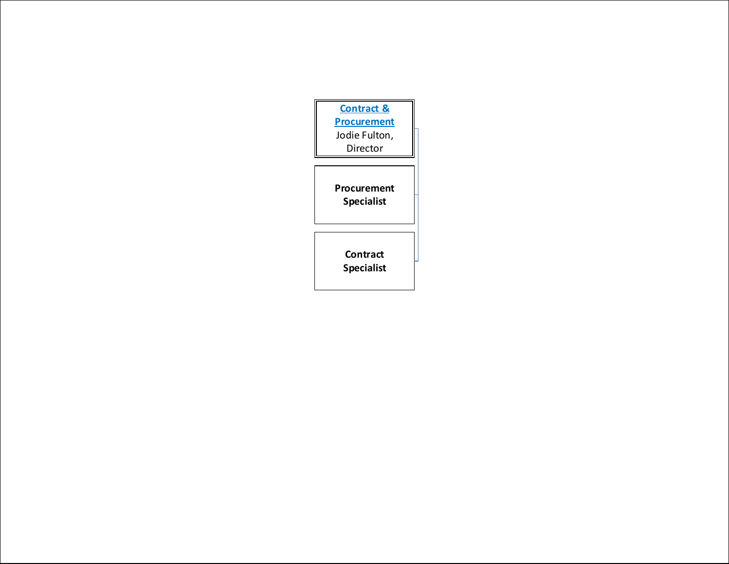**Contract & Procurement**
Jodie Fulton,
Director

- **Procurement Specialist**
- **Contract Specialist**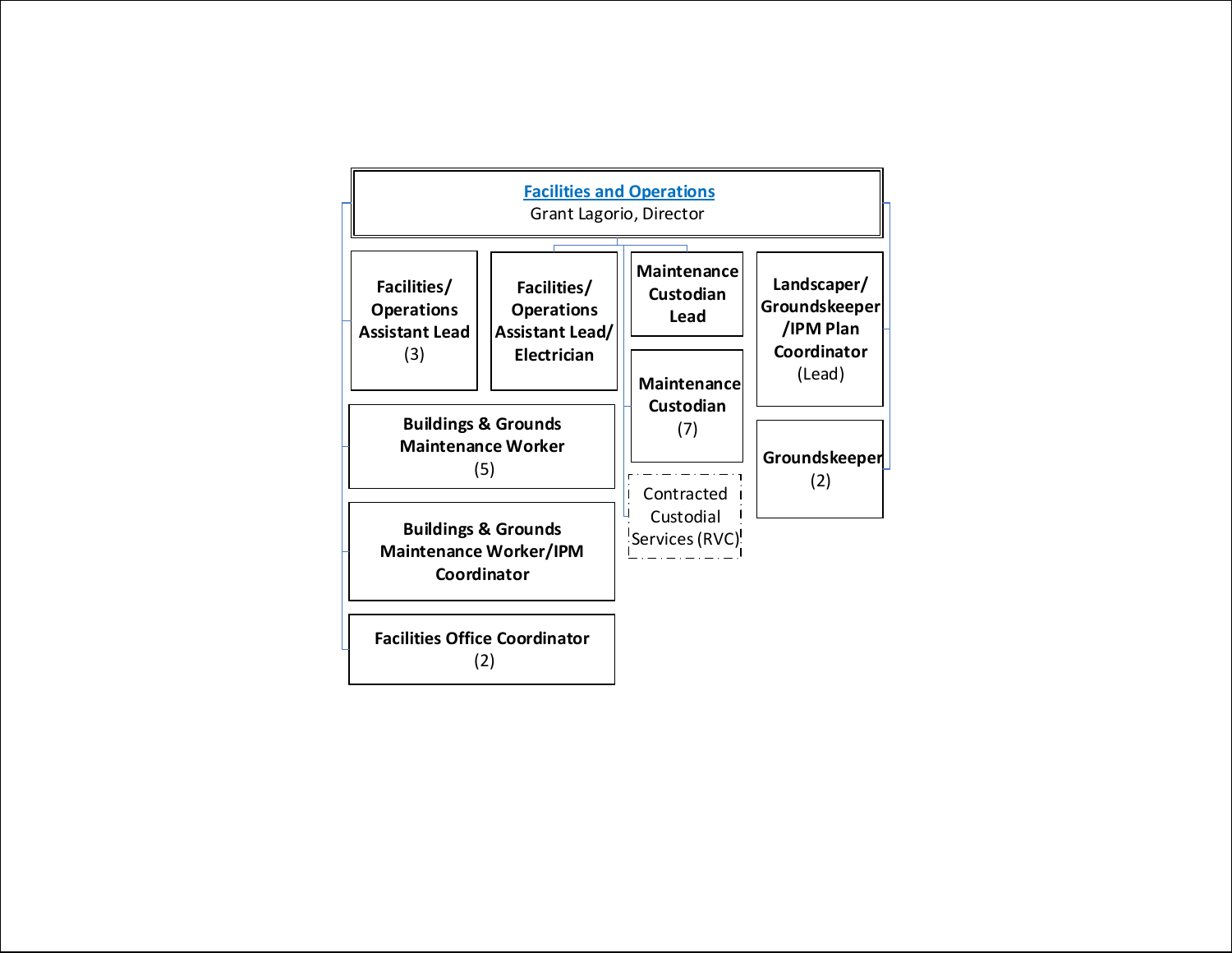**[Facilities and Operations](#)**
Grant Lagorio, Director

- **Facilities/ Operations Assistant Lead** (3)
- **Facilities/ Operations Assistant Lead/ Electrician**
- **Buildings & Grounds Maintenance Worker** (5)
- **Buildings & Grounds Maintenance Worker/IPM Coordinator**
- **Facilities Office Coordinator** (2)
- **Maintenance Custodian Lead**
  - **Maintenance Custodian** (7)
  - Contracted Custodial Services (RVC)
- **Landscaper/ Groundskeeper /IPM Plan Coordinator** (Lead)
  - **Groundskeeper** (2)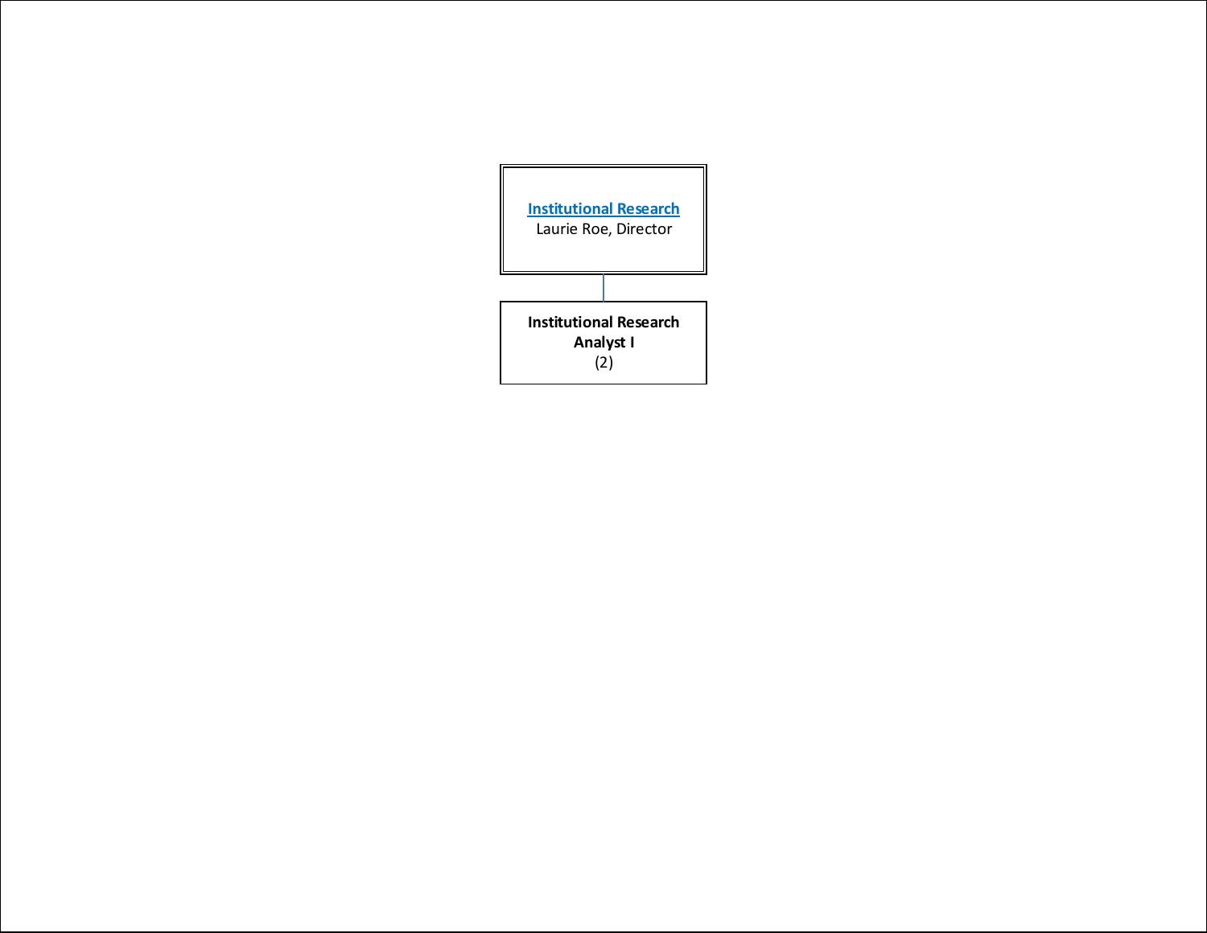**Institutional Research**
Laurie Roe, Director

**Institutional Research Analyst I**
(2)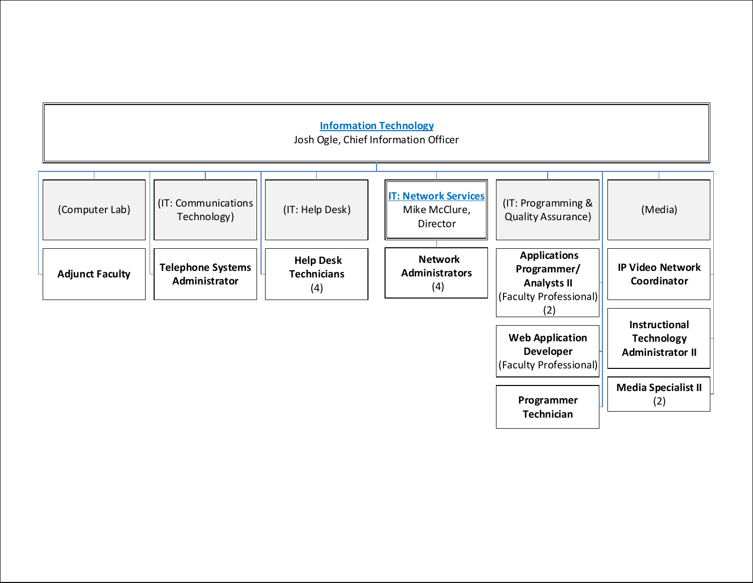**Information Technology**
Josh Ogle, Chief Information Officer

(Computer Lab)

**Adjunct Faculty**

(IT: Communications Technology)

**Telephone Systems Administrator**

(IT: Help Desk)

**Help Desk Technicians**
(4)

**IT: Network Services**
Mike McClure, Director

**Network Administrators**
(4)

(IT: Programming & Quality Assurance)

**Applications Programmer/ Analysts II**
(Faculty Professional)
(2)

**Web Application Developer**
(Faculty Professional)

**Programmer Technician**

(Media)

**IP Video Network Coordinator**

**Instructional Technology Administrator II**

**Media Specialist II**
(2)